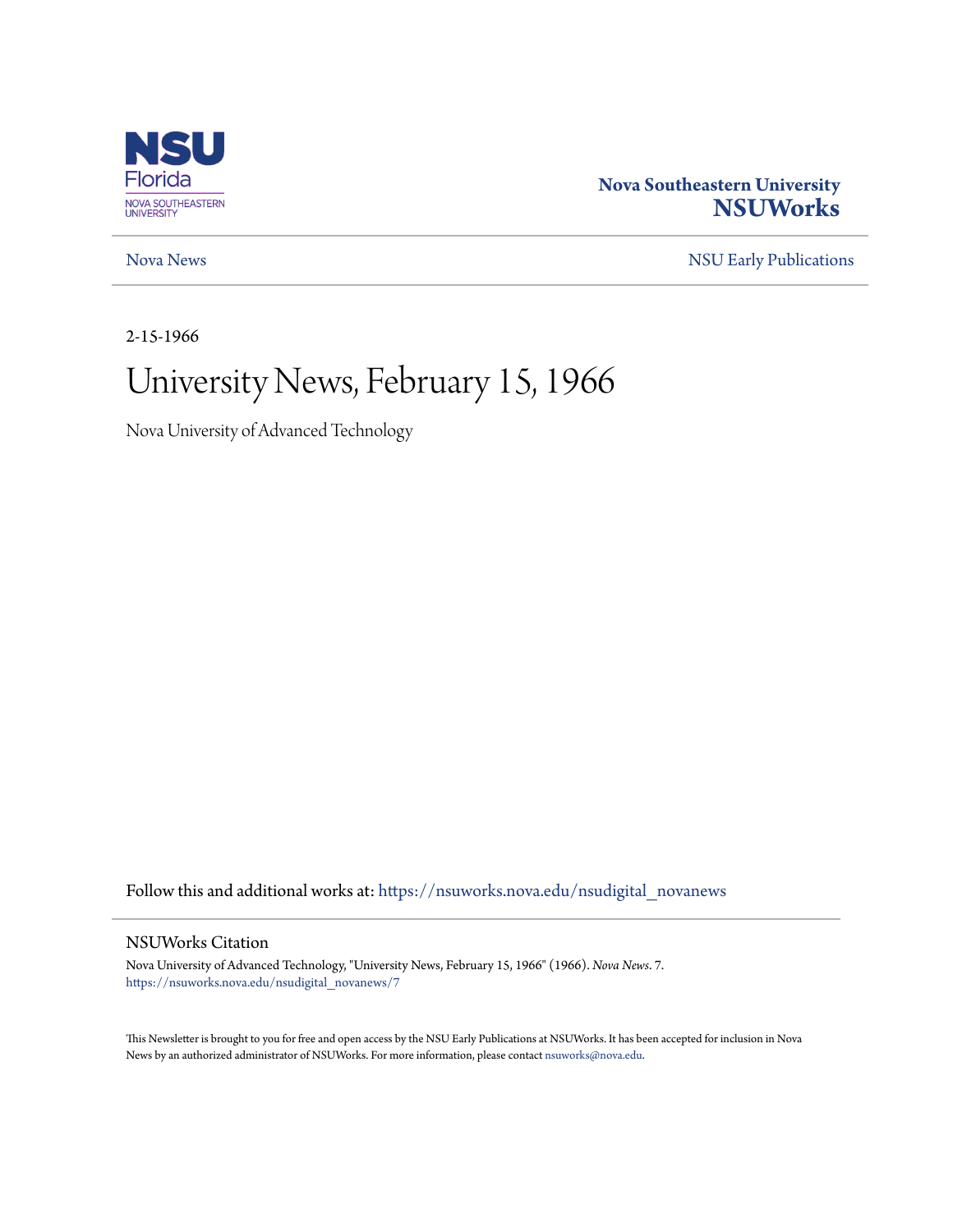Nova Southeastern University
**NSUWorks**

Nova News | NSU Early Publications

2-15-1966

# University News, February 15, 1966

Nova University of Advanced Technology

Follow this and additional works at: https://nsuworks.nova.edu/nsudigital_novanews

## NSUWorks Citation

Nova University of Advanced Technology, "University News, February 15, 1966" (1966). *Nova News*. 7.
https://nsuworks.nova.edu/nsudigital_novanews/7

This Newsletter is brought to you for free and open access by the NSU Early Publications at NSUWorks. It has been accepted for inclusion in Nova News by an authorized administrator of NSUWorks. For more information, please contact nsuworks@nova.edu.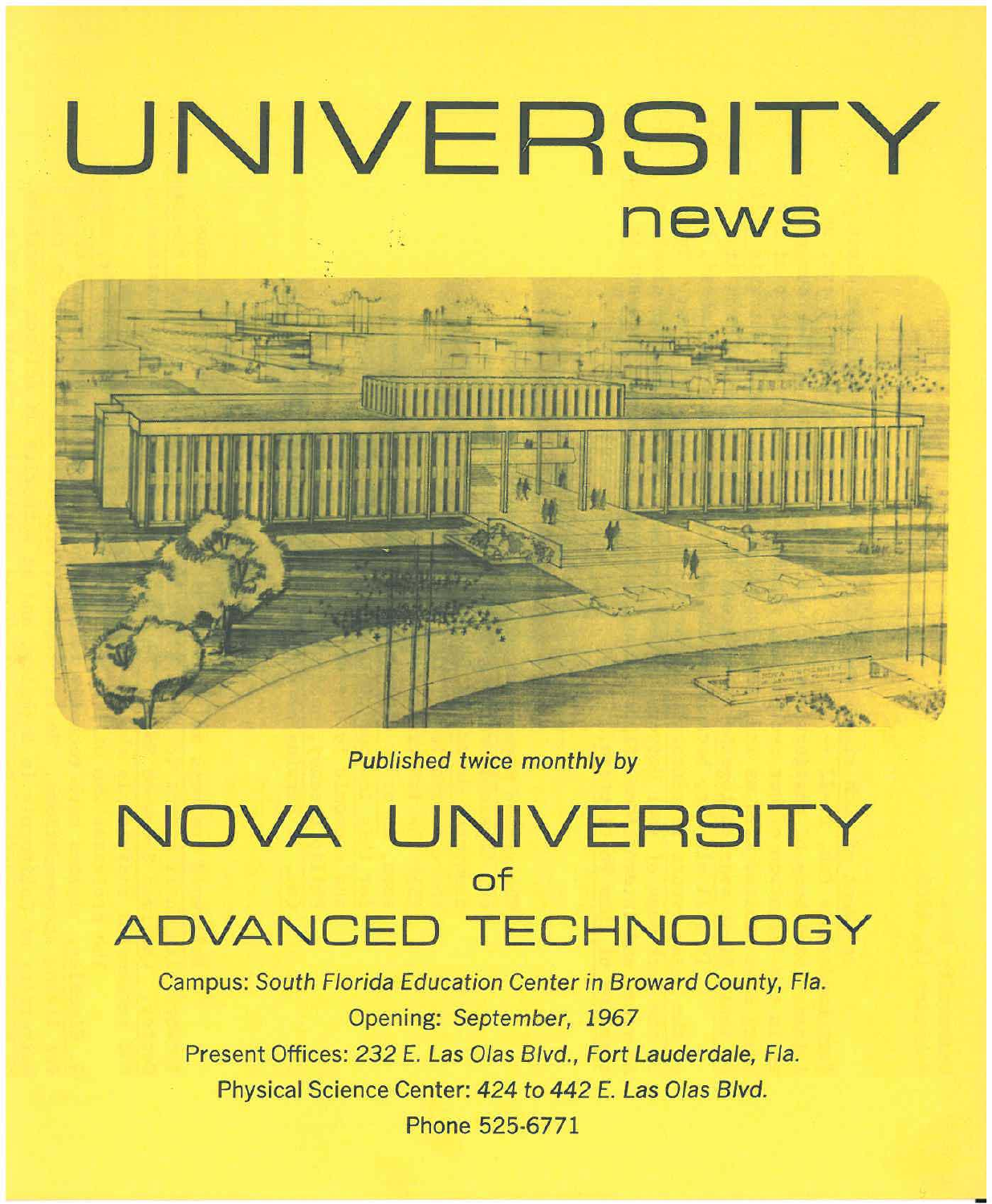# UNIVERSITY

## news

*Published twice monthly by*

# NOVA UNIVERSITY

## of

# ADVANCED TECHNOLOGY

Campus: *South Florida Education Center in Broward County, Fla.*

Opening: *September, 1967*

Present Offices: *232 E. Las Olas Blvd., Fort Lauderdale, Fla.*

Physical Science Center: *424 to 442 E. Las Olas Blvd.*

Phone 525-6771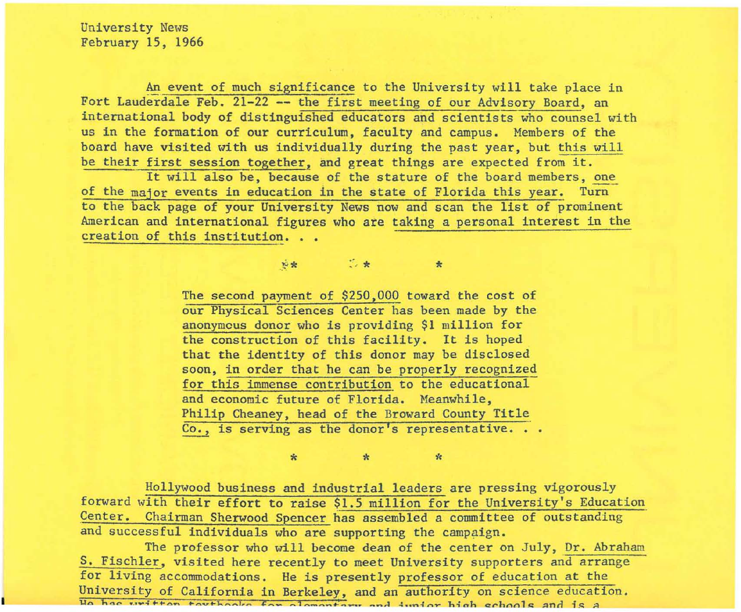University News
February 15, 1966

An event of much significance to the University will take place in Fort Lauderdale Feb. 21-22 -- the first meeting of our Advisory Board, an international body of distinguished educators and scientists who counsel with us in the formation of our curriculum, faculty and campus. Members of the board have visited with us individually during the past year, but this will be their first session together, and great things are expected from it.

It will also be, because of the stature of the board members, one of the major events in education in the state of Florida this year. Turn to the back page of your University News now and scan the list of prominent American and international figures who are taking a personal interest in the creation of this institution. . .

\* \* \*

The second payment of $250,000 toward the cost of our Physical Sciences Center has been made by the anonymous donor who is providing $1 million for the construction of this facility. It is hoped that the identity of this donor may be disclosed soon, in order that he can be properly recognized for this immense contribution to the educational and economic future of Florida. Meanwhile, Philip Cheaney, head of the Broward County Title Co., is serving as the donor's representative. . .

\* \* \*

Hollywood business and industrial leaders are pressing vigorously forward with their effort to raise $1.5 million for the University's Education Center. Chairman Sherwood Spencer has assembled a committee of outstanding and successful individuals who are supporting the campaign.

The professor who will become dean of the center on July, Dr. Abraham S. Fischler, visited here recently to meet University supporters and arrange for living accommodations. He is presently professor of education at the University of California in Berkeley, and an authority on science education. He has written textbooks for elementary and junior high schools and is a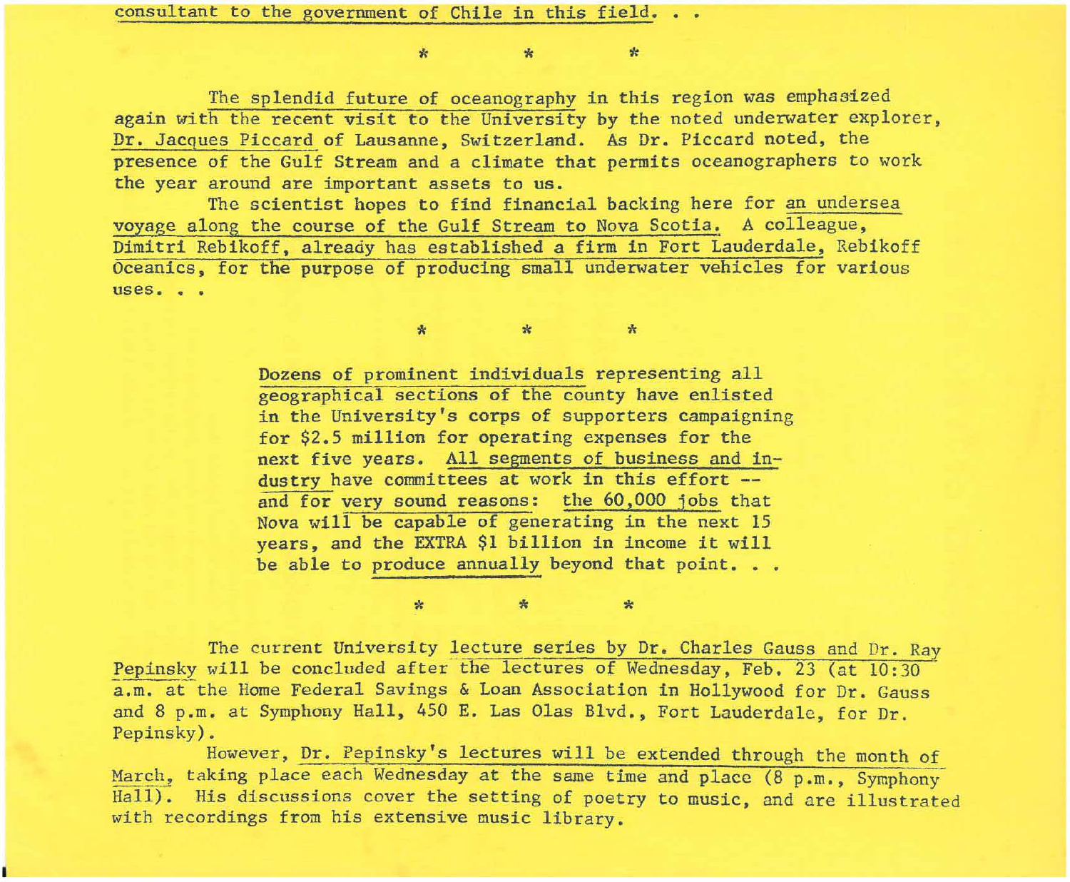consultant to the government of Chile in this field. . .

\*　　　\*　　　\*

The splendid future of oceanography in this region was emphasized again with the recent visit to the University by the noted underwater explorer, Dr. Jacques Piccard of Lausanne, Switzerland. As Dr. Piccard noted, the presence of the Gulf Stream and a climate that permits oceanographers to work the year around are important assets to us.

The scientist hopes to find financial backing here for an undersea voyage along the course of the Gulf Stream to Nova Scotia. A colleague, Dimitri Rebikoff, already has established a firm in Fort Lauderdale, Rebikoff Oceanics, for the purpose of producing small underwater vehicles for various uses. . .

\*　　　\*　　　\*

Dozens of prominent individuals representing all geographical sections of the county have enlisted in the University's corps of supporters campaigning for $2.5 million for operating expenses for the next five years. All segments of business and industry have committees at work in this effort -- and for very sound reasons: the 60,000 jobs that Nova will be capable of generating in the next 15 years, and the EXTRA $1 billion in income it will be able to produce annually beyond that point. . .

\*　　　\*　　　\*

The current University lecture series by Dr. Charles Gauss and Dr. Ray Pepinsky will be concluded after the lectures of Wednesday, Feb. 23 (at 10:30 a.m. at the Home Federal Savings & Loan Association in Hollywood for Dr. Gauss and 8 p.m. at Symphony Hall, 450 E. Las Olas Blvd., Fort Lauderdale, for Dr. Pepinsky).

However, Dr. Pepinsky's lectures will be extended through the month of March, taking place each Wednesday at the same time and place (8 p.m., Symphony Hall). His discussions cover the setting of poetry to music, and are illustrated with recordings from his extensive music library.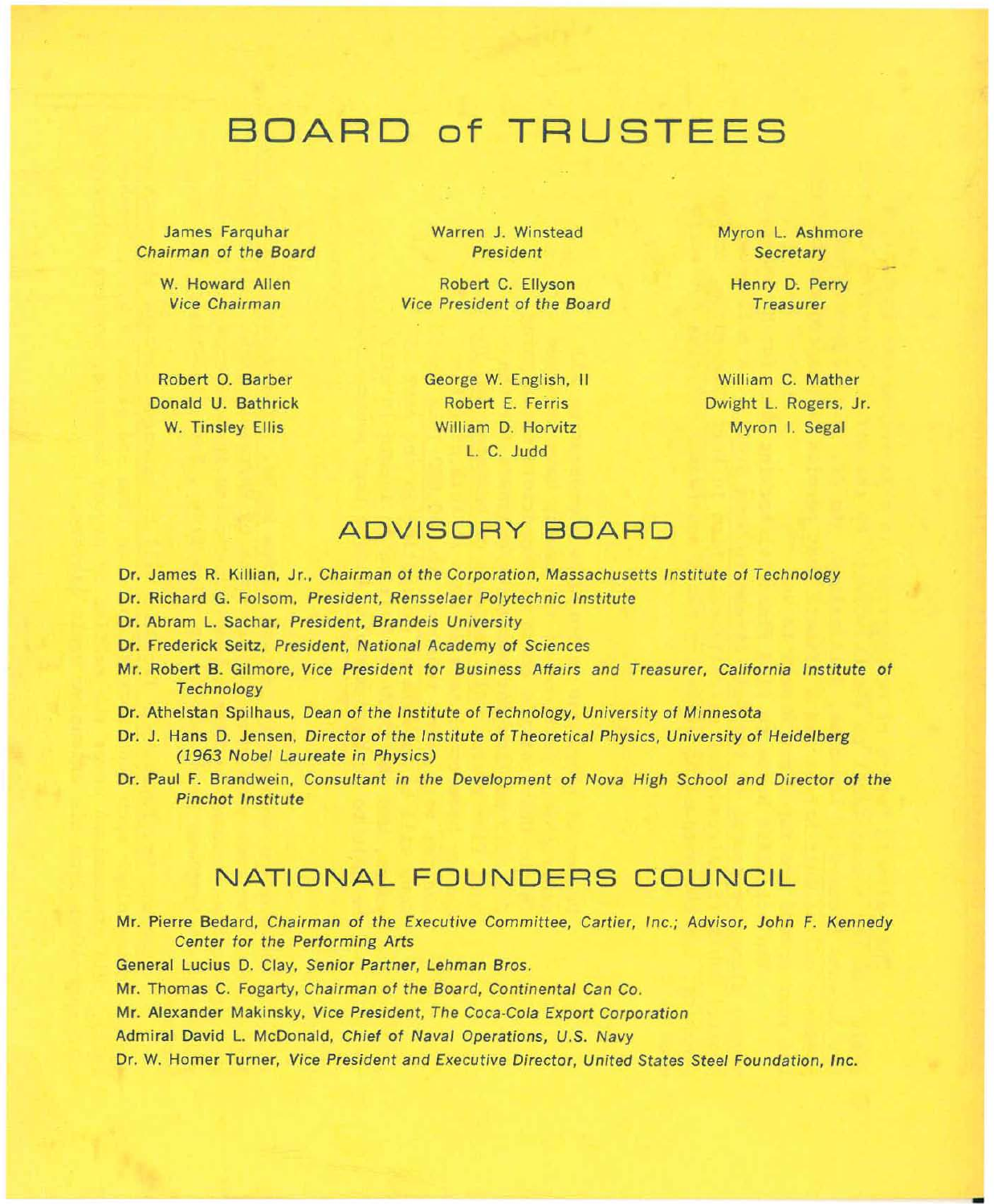# BOARD of TRUSTEES

James Farquhar
*Chairman of the Board*

W. Howard Allen
*Vice Chairman*

Warren J. Winstead
*President*

Robert C. Ellyson
*Vice President of the Board*

Myron L. Ashmore
*Secretary*

Henry D. Perry
*Treasurer*

Robert O. Barber
Donald U. Bathrick
W. Tinsley Ellis

George W. English, II
Robert E. Ferris
William D. Horvitz
L. C. Judd

William C. Mather
Dwight L. Rogers, Jr.
Myron I. Segal

## ADVISORY BOARD

Dr. James R. Killian, Jr., *Chairman of the Corporation, Massachusetts Institute of Technology*

Dr. Richard G. Folsom, *President, Rensselaer Polytechnic Institute*

Dr. Abram L. Sachar, *President, Brandeis University*

Dr. Frederick Seitz, *President, National Academy of Sciences*

Mr. Robert B. Gilmore, *Vice President for Business Affairs and Treasurer, California Institute of Technology*

Dr. Athelstan Spilhaus, *Dean of the Institute of Technology, University of Minnesota*

Dr. J. Hans D. Jensen, *Director of the Institute of Theoretical Physics, University of Heidelberg (1963 Nobel Laureate in Physics)*

Dr. Paul F. Brandwein, *Consultant in the Development of Nova High School and Director of the Pinchot Institute*

## NATIONAL FOUNDERS COUNCIL

Mr. Pierre Bedard, *Chairman of the Executive Committee, Cartier, Inc.; Advisor, John F. Kennedy Center for the Performing Arts*

General Lucius D. Clay, *Senior Partner, Lehman Bros.*

Mr. Thomas C. Fogarty, *Chairman of the Board, Continental Can Co.*

Mr. Alexander Makinsky, *Vice President, The Coca-Cola Export Corporation*

Admiral David L. McDonald, *Chief of Naval Operations, U.S. Navy*

Dr. W. Homer Turner, *Vice President and Executive Director, United States Steel Foundation, Inc.*